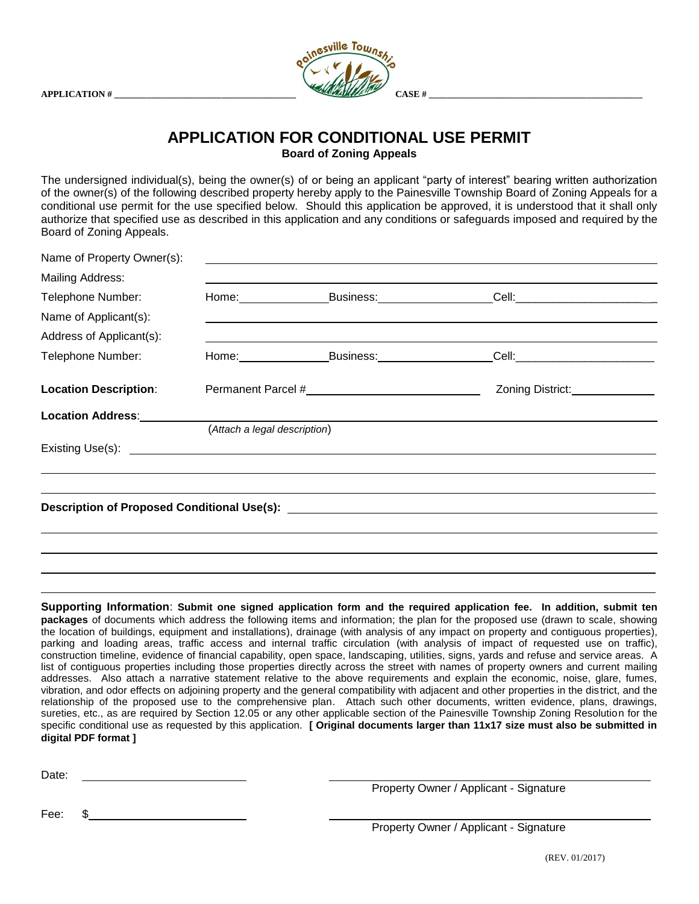APPLICATION # ________________________________________ CASE # ____________________________________________

# APPLICATION FOR CONDITIONAL USE PERMIT

**Board of Zoning Appeals**

The undersigned individual(s), being the owner(s) of or being an applicant "party of interest" bearing written authorization of the owner(s) of the following described property hereby apply to the Painesville Township Board of Zoning Appeals for a conditional use permit for the use specified below. Should this application be approved, it is understood that it shall only authorize that specified use as described in this application and any conditions or safeguards imposed and required by the Board of Zoning Appeals.

Name of Property Owner(s): ____________________________________________

Mailing Address: ____________________________________________

Telephone Number: Home:______________ Business:________________ Cell:____________________

Name of Applicant(s): ____________________________________________

Address of Applicant(s): ____________________________________________

Telephone Number: Home:______________ Business:________________ Cell:____________________

**Location Description**: Permanent Parcel #__________________________ Zoning District:_____________

**Location Address**:____________________________________________

(*Attach a legal description*)

Existing Use(s): ____________________________________________

____________________________________________

____________________________________________

**Description of Proposed Conditional Use(s):** ____________________________________________

____________________________________________

____________________________________________

____________________________________________

____________________________________________

**Supporting Information**: **Submit one signed application form and the required application fee. In addition, submit ten packages** of documents which address the following items and information; the plan for the proposed use (drawn to scale, showing the location of buildings, equipment and installations), drainage (with analysis of any impact on property and contiguous properties), parking and loading areas, traffic access and internal traffic circulation (with analysis of impact of requested use on traffic), construction timeline, evidence of financial capability, open space, landscaping, utilities, signs, yards and refuse and service areas. A list of contiguous properties including those properties directly across the street with names of property owners and current mailing addresses. Also attach a narrative statement relative to the above requirements and explain the economic, noise, glare, fumes, vibration, and odor effects on adjoining property and the general compatibility with adjacent and other properties in the district, and the relationship of the proposed use to the comprehensive plan. Attach such other documents, written evidence, plans, drawings, sureties, etc., as are required by Section 12.05 or any other applicable section of the Painesville Township Zoning Resolution for the specific conditional use as requested by this application. **[ Original documents larger than 11x17 size must also be submitted in digital PDF format ]**

Date: ______________________ ____________________________________

Property Owner / Applicant - Signature

Fee: $______________________ ____________________________________

Property Owner / Applicant - Signature

(REV. 01/2017)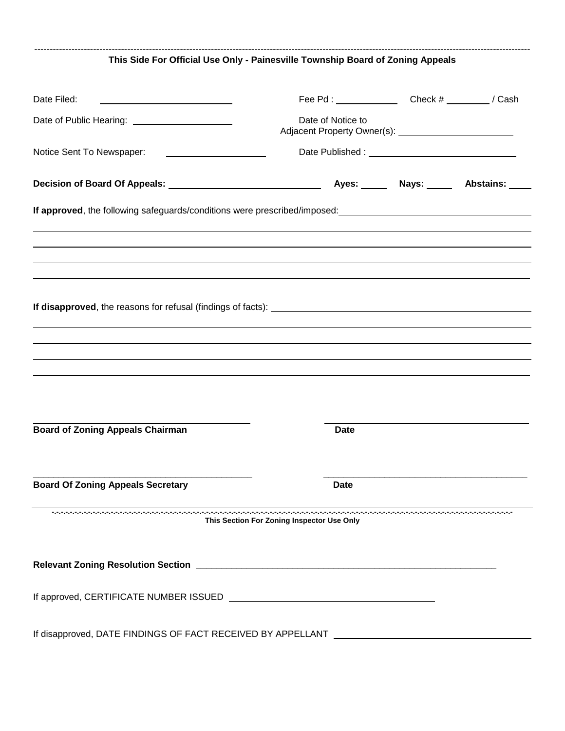**This Side For Official Use Only - Painesville Township Board of Zoning Appeals**

Date Filed: ________________________

Fee Pd : ____________ Check # _________ / Cash

Date of Public Hearing: ____________________

Date of Notice to Adjacent Property Owner(s): ______________________

Notice Sent To Newspaper: ____________________

Date Published : ______________________________

**Decision of Board Of Appeals:** ______________________________ **Ayes:** _____ **Nays:** _____ **Abstains:** ____

**If approved**, the following safeguards/conditions were prescribed/imposed: ____________________________________

______________________________________________________________________________

______________________________________________________________________________

______________________________________________________________________________

______________________________________________________________________________

**If disapproved**, the reasons for refusal (findings of facts): ______________________________________________

______________________________________________________________________________

______________________________________________________________________________

______________________________________________________________________________

______________________________________________________________________________

______________________________________ ______________________________________
**Board of Zoning Appeals Chairman** **Date**

______________________________________ ______________________________________
**Board Of Zoning Appeals Secretary** **Date**

**This Section For Zoning Inspector Use Only**

**Relevant Zoning Resolution Section** ______________________________________________________________

If approved, CERTIFICATE NUMBER ISSUED ________________________________________

If disapproved, DATE FINDINGS OF FACT RECEIVED BY APPELLANT ______________________________________